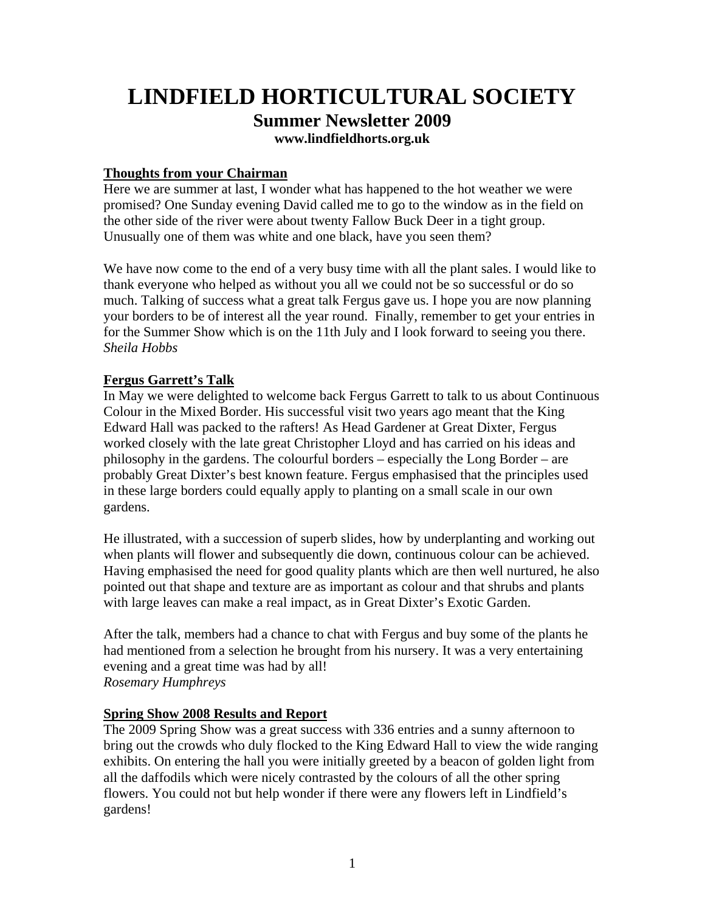# LINDFIELD HORTICULTURAL SOCIETY

## Summer Newsletter 2009

**www.lindfieldhorts.org.uk**

### Thoughts from your Chairman

Here we are summer at last, I wonder what has happened to the hot weather we were promised? One Sunday evening David called me to go to the window as in the field on the other side of the river were about twenty Fallow Buck Deer in a tight group. Unusually one of them was white and one black, have you seen them?

We have now come to the end of a very busy time with all the plant sales. I would like to thank everyone who helped as without you all we could not be so successful or do so much. Talking of success what a great talk Fergus gave us. I hope you are now planning your borders to be of interest all the year round. Finally, remember to get your entries in for the Summer Show which is on the 11th July and I look forward to seeing you there.
*Sheila Hobbs*

### Fergus Garrett's Talk

In May we were delighted to welcome back Fergus Garrett to talk to us about Continuous Colour in the Mixed Border. His successful visit two years ago meant that the King Edward Hall was packed to the rafters! As Head Gardener at Great Dixter, Fergus worked closely with the late great Christopher Lloyd and has carried on his ideas and philosophy in the gardens. The colourful borders – especially the Long Border – are probably Great Dixter's best known feature. Fergus emphasised that the principles used in these large borders could equally apply to planting on a small scale in our own gardens.

He illustrated, with a succession of superb slides, how by underplanting and working out when plants will flower and subsequently die down, continuous colour can be achieved. Having emphasised the need for good quality plants which are then well nurtured, he also pointed out that shape and texture are as important as colour and that shrubs and plants with large leaves can make a real impact, as in Great Dixter's Exotic Garden.

After the talk, members had a chance to chat with Fergus and buy some of the plants he had mentioned from a selection he brought from his nursery. It was a very entertaining evening and a great time was had by all!
*Rosemary Humphreys*

### Spring Show 2008 Results and Report

The 2009 Spring Show was a great success with 336 entries and a sunny afternoon to bring out the crowds who duly flocked to the King Edward Hall to view the wide ranging exhibits. On entering the hall you were initially greeted by a beacon of golden light from all the daffodils which were nicely contrasted by the colours of all the other spring flowers. You could not but help wonder if there were any flowers left in Lindfield's gardens!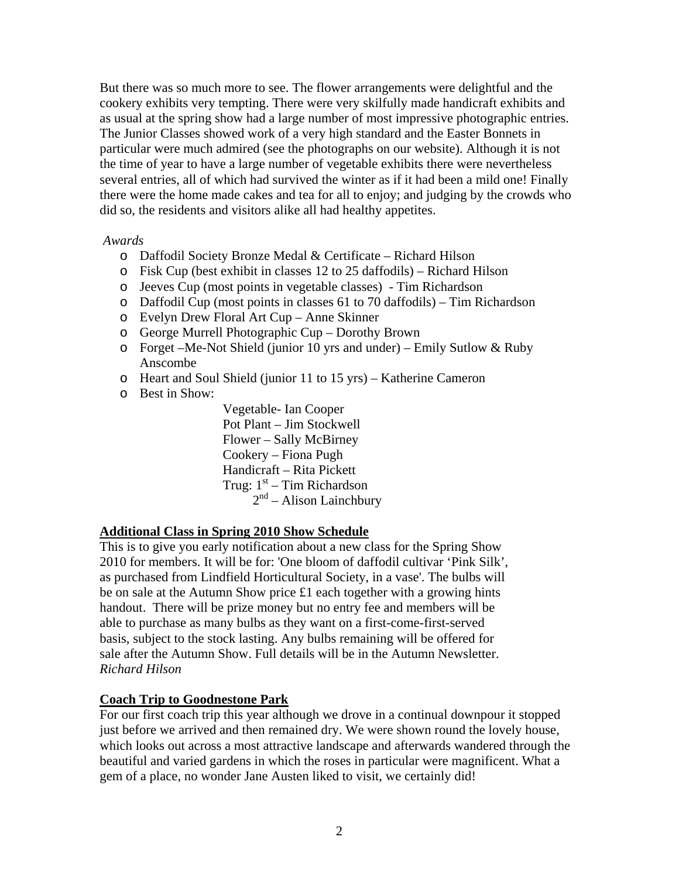But there was so much more to see. The flower arrangements were delightful and the cookery exhibits very tempting. There were very skilfully made handicraft exhibits and as usual at the spring show had a large number of most impressive photographic entries. The Junior Classes showed work of a very high standard and the Easter Bonnets in particular were much admired (see the photographs on our website). Although it is not the time of year to have a large number of vegetable exhibits there were nevertheless several entries, all of which had survived the winter as if it had been a mild one! Finally there were the home made cakes and tea for all to enjoy; and judging by the crowds who did so, the residents and visitors alike all had healthy appetites.

*Awards*

- Daffodil Society Bronze Medal & Certificate – Richard Hilson
- Fisk Cup (best exhibit in classes 12 to 25 daffodils) – Richard Hilson
- Jeeves Cup (most points in vegetable classes) - Tim Richardson
- Daffodil Cup (most points in classes 61 to 70 daffodils) – Tim Richardson
- Evelyn Drew Floral Art Cup – Anne Skinner
- George Murrell Photographic Cup – Dorothy Brown
- Forget –Me-Not Shield (junior 10 yrs and under) – Emily Sutlow & Ruby Anscombe
- Heart and Soul Shield (junior 11 to 15 yrs) – Katherine Cameron
- Best in Show:

  Vegetable- Ian Cooper
  Pot Plant – Jim Stockwell
  Flower – Sally McBirney
  Cookery – Fiona Pugh
  Handicraft – Rita Pickett
  Trug: 1st – Tim Richardson
  2nd – Alison Lainchbury

## Additional Class in Spring 2010 Show Schedule

This is to give you early notification about a new class for the Spring Show 2010 for members. It will be for: 'One bloom of daffodil cultivar 'Pink Silk', as purchased from Lindfield Horticultural Society, in a vase'. The bulbs will be on sale at the Autumn Show price £1 each together with a growing hints handout. There will be prize money but no entry fee and members will be able to purchase as many bulbs as they want on a first-come-first-served basis, subject to the stock lasting. Any bulbs remaining will be offered for sale after the Autumn Show. Full details will be in the Autumn Newsletter.
*Richard Hilson*

## Coach Trip to Goodnestone Park

For our first coach trip this year although we drove in a continual downpour it stopped just before we arrived and then remained dry. We were shown round the lovely house, which looks out across a most attractive landscape and afterwards wandered through the beautiful and varied gardens in which the roses in particular were magnificent. What a gem of a place, no wonder Jane Austen liked to visit, we certainly did!